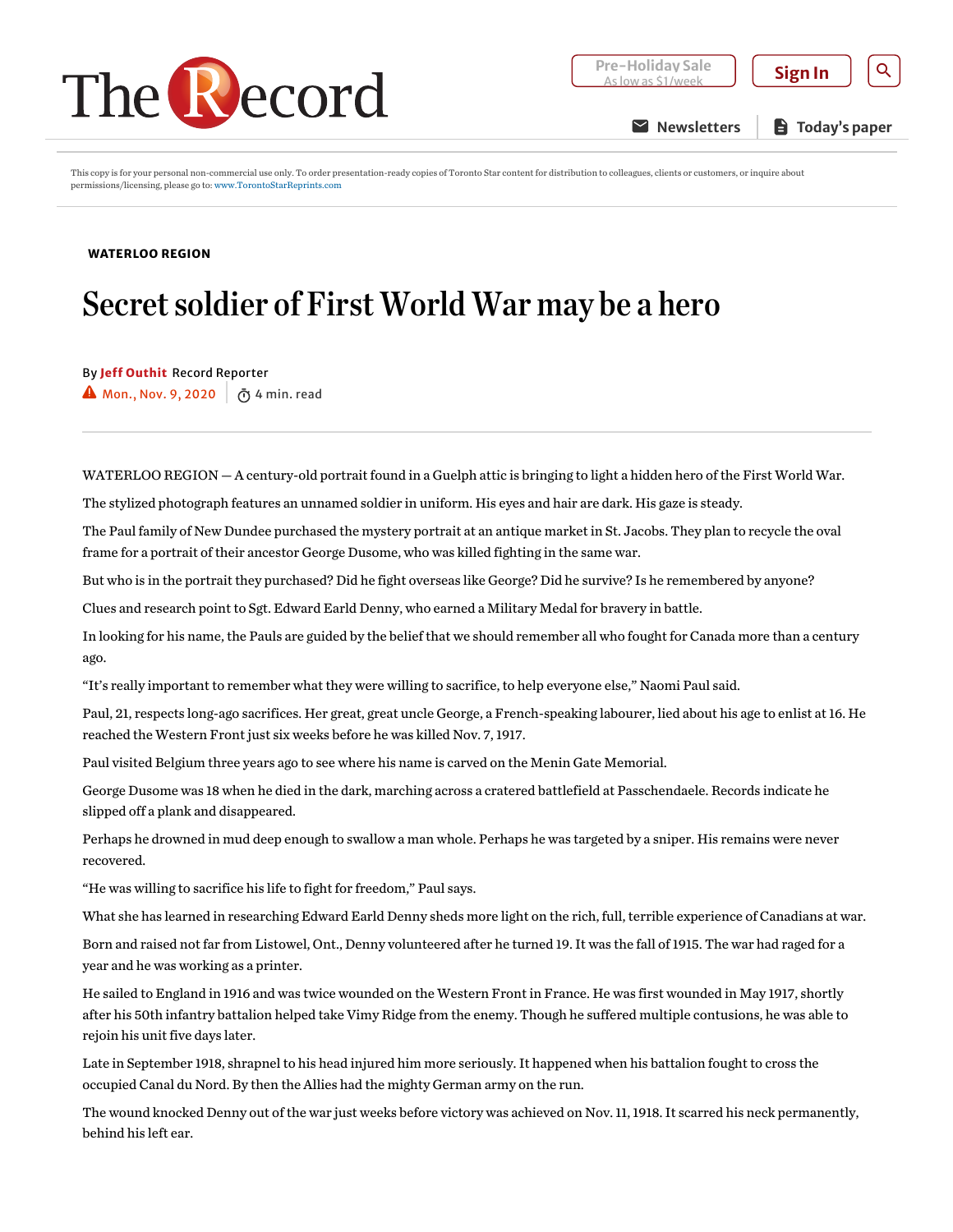This copy is for your personal non-commercial use only. To order presentation-ready copies of Toronto Star content for distribution to colleagues, clients or customers, or inquire about permissions/licensing, please go to: www.TorontoStarReprints.com

WATERLOO REGION

# Secret soldier of First World War may be a hero

By **Jeff Outhit** Record Reporter
Mon., Nov. 9, 2020 | 4 min. read

WATERLOO REGION — A century-old portrait found in a Guelph attic is bringing to light a hidden hero of the First World War.

The stylized photograph features an unnamed soldier in uniform. His eyes and hair are dark. His gaze is steady.

The Paul family of New Dundee purchased the mystery portrait at an antique market in St. Jacobs. They plan to recycle the oval frame for a portrait of their ancestor George Dusome, who was killed fighting in the same war.

But who is in the portrait they purchased? Did he fight overseas like George? Did he survive? Is he remembered by anyone?

Clues and research point to Sgt. Edward Earld Denny, who earned a Military Medal for bravery in battle.

In looking for his name, the Pauls are guided by the belief that we should remember all who fought for Canada more than a century ago.

“It’s really important to remember what they were willing to sacrifice, to help everyone else,” Naomi Paul said.

Paul, 21, respects long-ago sacrifices. Her great, great uncle George, a French-speaking labourer, lied about his age to enlist at 16. He reached the Western Front just six weeks before he was killed Nov. 7, 1917.

Paul visited Belgium three years ago to see where his name is carved on the Menin Gate Memorial.

George Dusome was 18 when he died in the dark, marching across a cratered battlefield at Passchendaele. Records indicate he slipped off a plank and disappeared.

Perhaps he drowned in mud deep enough to swallow a man whole. Perhaps he was targeted by a sniper. His remains were never recovered.

“He was willing to sacrifice his life to fight for freedom,” Paul says.

What she has learned in researching Edward Earld Denny sheds more light on the rich, full, terrible experience of Canadians at war.

Born and raised not far from Listowel, Ont., Denny volunteered after he turned 19. It was the fall of 1915. The war had raged for a year and he was working as a printer.

He sailed to England in 1916 and was twice wounded on the Western Front in France. He was first wounded in May 1917, shortly after his 50th infantry battalion helped take Vimy Ridge from the enemy. Though he suffered multiple contusions, he was able to rejoin his unit five days later.

Late in September 1918, shrapnel to his head injured him more seriously. It happened when his battalion fought to cross the occupied Canal du Nord. By then the Allies had the mighty German army on the run.

The wound knocked Denny out of the war just weeks before victory was achieved on Nov. 11, 1918. It scarred his neck permanently, behind his left ear.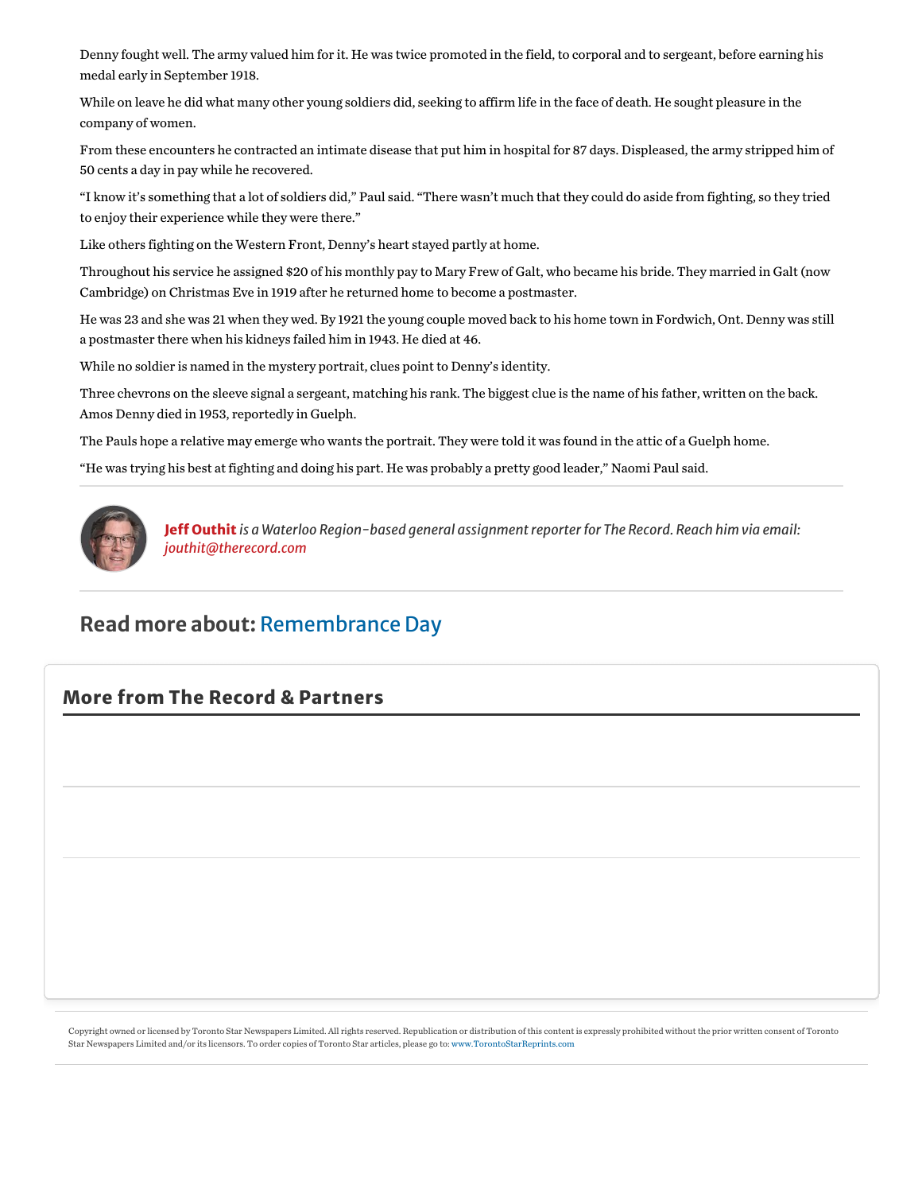Denny fought well. The army valued him for it. He was twice promoted in the field, to corporal and to sergeant, before earning his medal early in September 1918.

While on leave he did what many other young soldiers did, seeking to affirm life in the face of death. He sought pleasure in the company of women.

From these encounters he contracted an intimate disease that put him in hospital for 87 days. Displeased, the army stripped him of 50 cents a day in pay while he recovered.

"I know it's something that a lot of soldiers did," Paul said. "There wasn't much that they could do aside from fighting, so they tried to enjoy their experience while they were there."

Like others fighting on the Western Front, Denny's heart stayed partly at home.

Throughout his service he assigned $20 of his monthly pay to Mary Frew of Galt, who became his bride. They married in Galt (now Cambridge) on Christmas Eve in 1919 after he returned home to become a postmaster.

He was 23 and she was 21 when they wed. By 1921 the young couple moved back to his home town in Fordwich, Ont. Denny was still a postmaster there when his kidneys failed him in 1943. He died at 46.

While no soldier is named in the mystery portrait, clues point to Denny's identity.

Three chevrons on the sleeve signal a sergeant, matching his rank. The biggest clue is the name of his father, written on the back. Amos Denny died in 1953, reportedly in Guelph.

The Pauls hope a relative may emerge who wants the portrait. They were told it was found in the attic of a Guelph home.

"He was trying his best at fighting and doing his part. He was probably a pretty good leader," Naomi Paul said.

---

**Jeff Outhit** *is a Waterloo Region-based general assignment reporter for The Record. Reach him via email: jouthit@therecord.com*

---

## Read more about: Remembrance Day

## More from The Record & Partners

Copyright owned or licensed by Toronto Star Newspapers Limited. All rights reserved. Republication or distribution of this content is expressly prohibited without the prior written consent of Toronto Star Newspapers Limited and/or its licensors. To order copies of Toronto Star articles, please go to: www.TorontoStarReprints.com